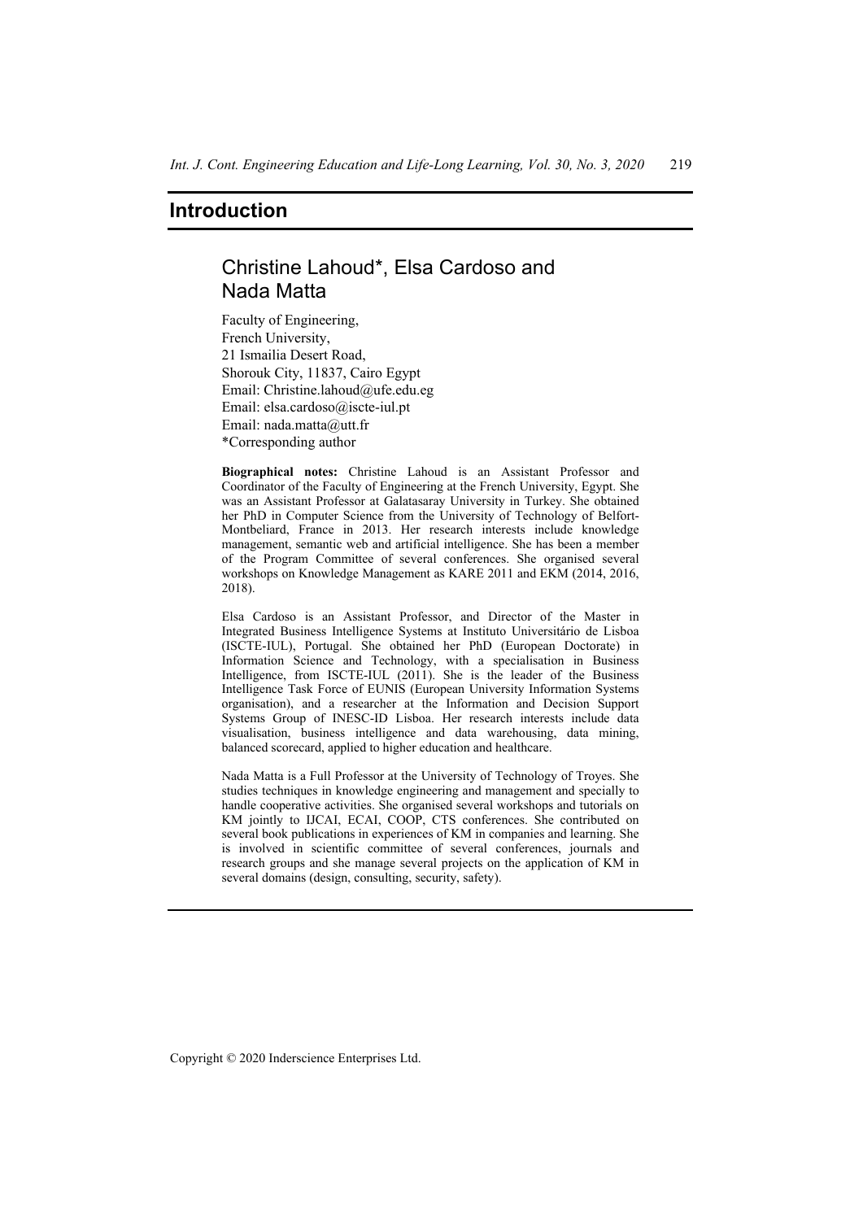# Introduction

## Christine Lahoud*, Elsa Cardoso and Nada Matta

Faculty of Engineering,
French University,
21 Ismailia Desert Road,
Shorouk City, 11837, Cairo Egypt
Email: Christine.lahoud@ufe.edu.eg
Email: elsa.cardoso@iscte-iul.pt
Email: nada.matta@utt.fr
*Corresponding author

**Biographical notes:** Christine Lahoud is an Assistant Professor and Coordinator of the Faculty of Engineering at the French University, Egypt. She was an Assistant Professor at Galatasaray University in Turkey. She obtained her PhD in Computer Science from the University of Technology of Belfort-Montbeliard, France in 2013. Her research interests include knowledge management, semantic web and artificial intelligence. She has been a member of the Program Committee of several conferences. She organised several workshops on Knowledge Management as KARE 2011 and EKM (2014, 2016, 2018).

Elsa Cardoso is an Assistant Professor, and Director of the Master in Integrated Business Intelligence Systems at Instituto Universitário de Lisboa (ISCTE-IUL), Portugal. She obtained her PhD (European Doctorate) in Information Science and Technology, with a specialisation in Business Intelligence, from ISCTE-IUL (2011). She is the leader of the Business Intelligence Task Force of EUNIS (European University Information Systems organisation), and a researcher at the Information and Decision Support Systems Group of INESC-ID Lisboa. Her research interests include data visualisation, business intelligence and data warehousing, data mining, balanced scorecard, applied to higher education and healthcare.

Nada Matta is a Full Professor at the University of Technology of Troyes. She studies techniques in knowledge engineering and management and specially to handle cooperative activities. She organised several workshops and tutorials on KM jointly to IJCAI, ECAI, COOP, CTS conferences. She contributed on several book publications in experiences of KM in companies and learning. She is involved in scientific committee of several conferences, journals and research groups and she manage several projects on the application of KM in several domains (design, consulting, security, safety).

Copyright © 2020 Inderscience Enterprises Ltd.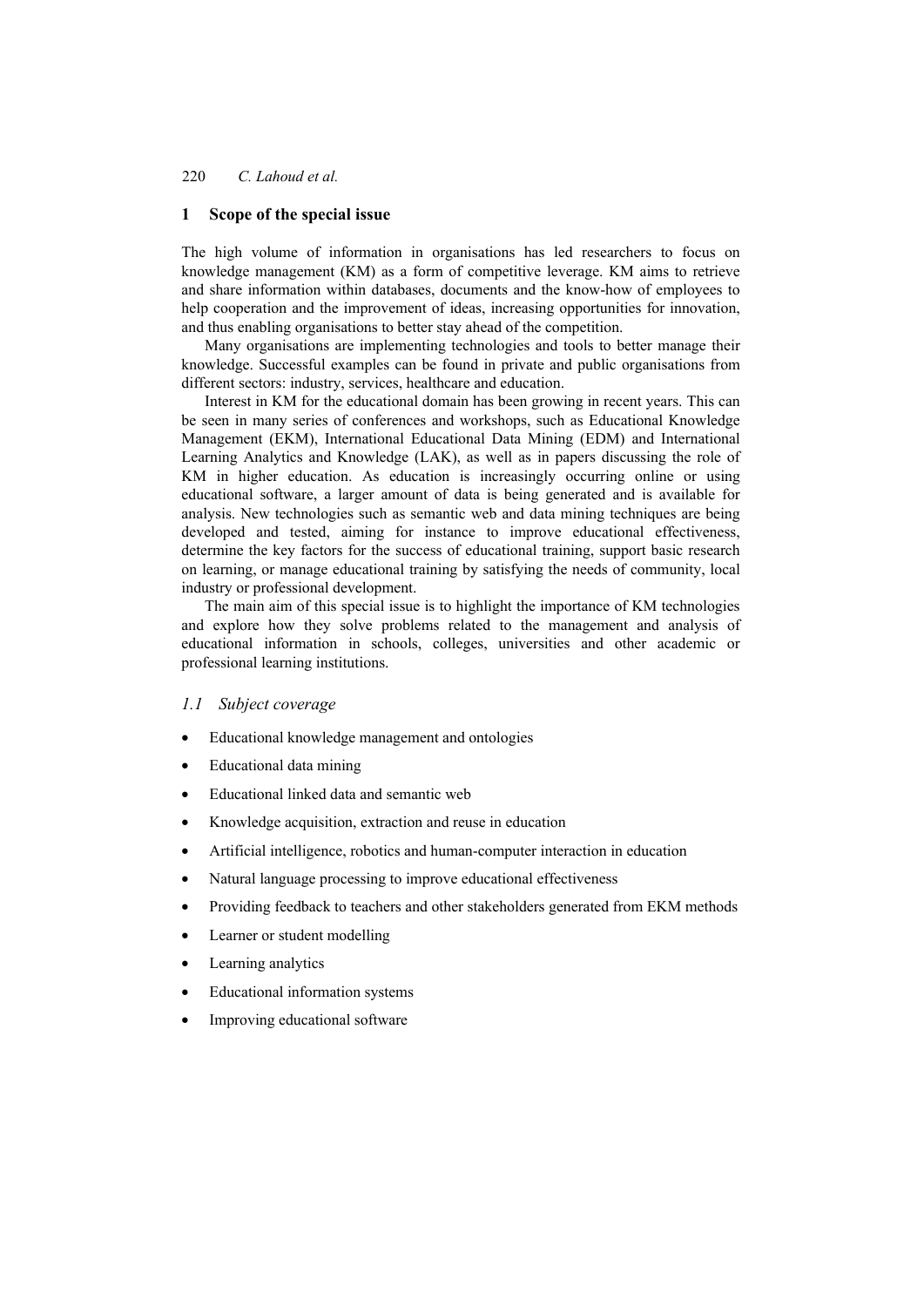## 1 Scope of the special issue

The high volume of information in organisations has led researchers to focus on knowledge management (KM) as a form of competitive leverage. KM aims to retrieve and share information within databases, documents and the know-how of employees to help cooperation and the improvement of ideas, increasing opportunities for innovation, and thus enabling organisations to better stay ahead of the competition.

Many organisations are implementing technologies and tools to better manage their knowledge. Successful examples can be found in private and public organisations from different sectors: industry, services, healthcare and education.

Interest in KM for the educational domain has been growing in recent years. This can be seen in many series of conferences and workshops, such as Educational Knowledge Management (EKM), International Educational Data Mining (EDM) and International Learning Analytics and Knowledge (LAK), as well as in papers discussing the role of KM in higher education. As education is increasingly occurring online or using educational software, a larger amount of data is being generated and is available for analysis. New technologies such as semantic web and data mining techniques are being developed and tested, aiming for instance to improve educational effectiveness, determine the key factors for the success of educational training, support basic research on learning, or manage educational training by satisfying the needs of community, local industry or professional development.

The main aim of this special issue is to highlight the importance of KM technologies and explore how they solve problems related to the management and analysis of educational information in schools, colleges, universities and other academic or professional learning institutions.

### *1.1 Subject coverage*

- Educational knowledge management and ontologies
- Educational data mining
- Educational linked data and semantic web
- Knowledge acquisition, extraction and reuse in education
- Artificial intelligence, robotics and human-computer interaction in education
- Natural language processing to improve educational effectiveness
- Providing feedback to teachers and other stakeholders generated from EKM methods
- Learner or student modelling
- Learning analytics
- Educational information systems
- Improving educational software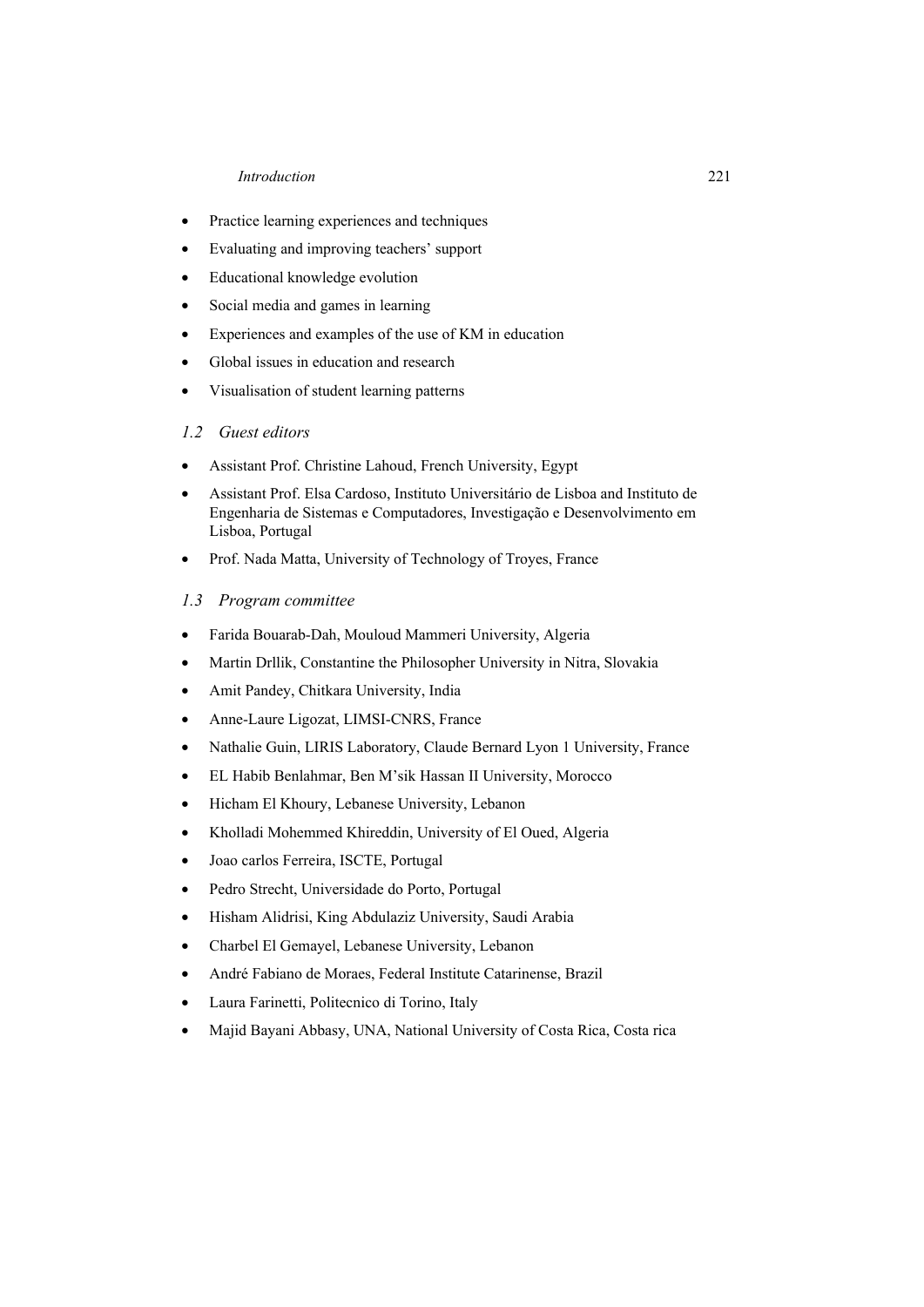- Practice learning experiences and techniques
- Evaluating and improving teachers' support
- Educational knowledge evolution
- Social media and games in learning
- Experiences and examples of the use of KM in education
- Global issues in education and research
- Visualisation of student learning patterns

### *1.2 Guest editors*

- Assistant Prof. Christine Lahoud, French University, Egypt
- Assistant Prof. Elsa Cardoso, Instituto Universitário de Lisboa and Instituto de Engenharia de Sistemas e Computadores, Investigação e Desenvolvimento em Lisboa, Portugal
- Prof. Nada Matta, University of Technology of Troyes, France

### *1.3 Program committee*

- Farida Bouarab-Dah, Mouloud Mammeri University, Algeria
- Martin Drllik, Constantine the Philosopher University in Nitra, Slovakia
- Amit Pandey, Chitkara University, India
- Anne-Laure Ligozat, LIMSI-CNRS, France
- Nathalie Guin, LIRIS Laboratory, Claude Bernard Lyon 1 University, France
- EL Habib Benlahmar, Ben M'sik Hassan II University, Morocco
- Hicham El Khoury, Lebanese University, Lebanon
- Kholladi Mohemmed Khireddin, University of El Oued, Algeria
- Joao carlos Ferreira, ISCTE, Portugal
- Pedro Strecht, Universidade do Porto, Portugal
- Hisham Alidrisi, King Abdulaziz University, Saudi Arabia
- Charbel El Gemayel, Lebanese University, Lebanon
- André Fabiano de Moraes, Federal Institute Catarinense, Brazil
- Laura Farinetti, Politecnico di Torino, Italy
- Majid Bayani Abbasy, UNA, National University of Costa Rica, Costa rica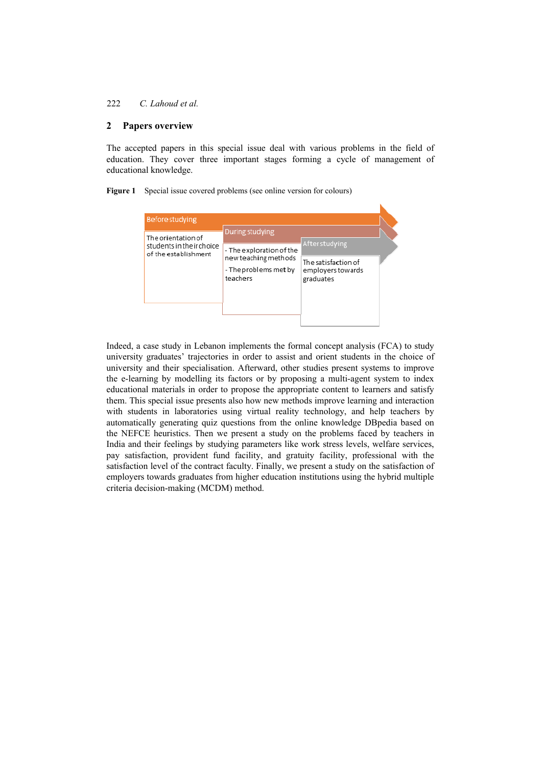## 2 Papers overview

The accepted papers in this special issue deal with various problems in the field of education. They cover three important stages forming a cycle of management of educational knowledge.

**Figure 1** Special issue covered problems (see online version for colours)

Before studying

The orientation of students in their choice of the establishment

During studying

- The exploration of the new teaching methods

- The problems met by teachers

After studying

The satisfaction of employers towards graduates

Indeed, a case study in Lebanon implements the formal concept analysis (FCA) to study university graduates' trajectories in order to assist and orient students in the choice of university and their specialisation. Afterward, other studies present systems to improve the e-learning by modelling its factors or by proposing a multi-agent system to index educational materials in order to propose the appropriate content to learners and satisfy them. This special issue presents also how new methods improve learning and interaction with students in laboratories using virtual reality technology, and help teachers by automatically generating quiz questions from the online knowledge DBpedia based on the NEFCE heuristics. Then we present a study on the problems faced by teachers in India and their feelings by studying parameters like work stress levels, welfare services, pay satisfaction, provident fund facility, and gratuity facility, professional with the satisfaction level of the contract faculty. Finally, we present a study on the satisfaction of employers towards graduates from higher education institutions using the hybrid multiple criteria decision-making (MCDM) method.